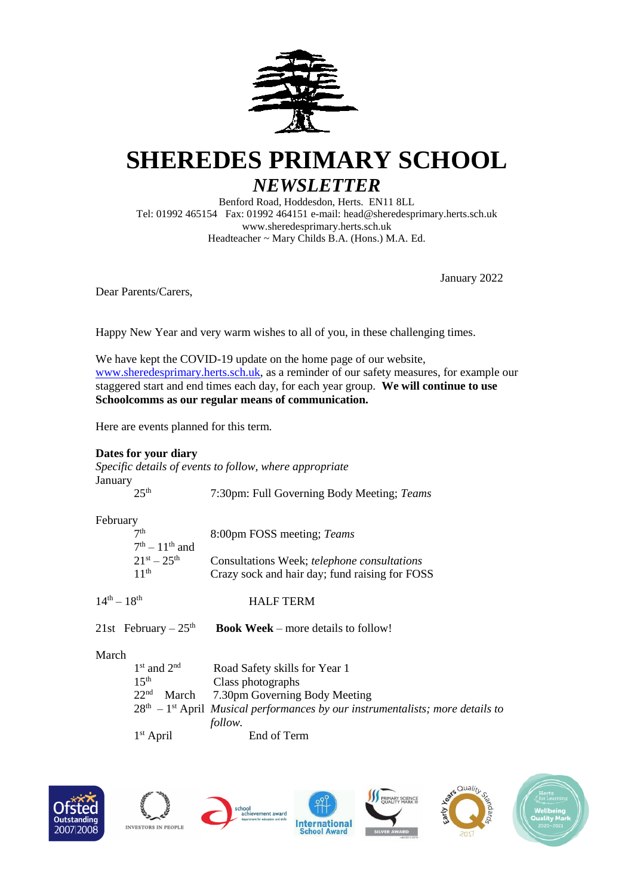# SHEREDES PRIMARY SCHOOL

## *NEWSLETTER*

Benford Road, Hoddesdon, Herts. EN11 8LL
Tel: 01992 465154 Fax: 01992 464151 e-mail: head@sheredesprimary.herts.sch.uk
www.sheredesprimary.herts.sch.uk
Headteacher ~ Mary Childs B.A. (Hons.) M.A. Ed.

January 2022

Dear Parents/Carers,

Happy New Year and very warm wishes to all of you, in these challenging times.

We have kept the COVID-19 update on the home page of our website, www.sheredesprimary.herts.sch.uk, as a reminder of our safety measures, for example our staggered start and end times each day, for each year group. **We will continue to use Schoolcomms as our regular means of communication.**

Here are events planned for this term.

**Dates for your diary**
*Specific details of events to follow, where appropriate*

January

| | |
|---|---|
| 25th | 7:30pm: Full Governing Body Meeting; *Teams* |

February

| | |
|---|---|
| 7th | 8:00pm FOSS meeting; *Teams* |
| 7th – 11th and 21st – 25th | Consultations Week; *telephone consultations* |
| 11th | Crazy sock and hair day; fund raising for FOSS |

14th – 18th HALF TERM

21st February – 25th **Book Week** – more details to follow!

March

| | |
|---|---|
| 1st and 2nd | Road Safety skills for Year 1 |
| 15th | Class photographs |
| 22nd March | 7.30pm Governing Body Meeting |
| 28th – 1st April | *Musical performances by our instrumentalists; more details to follow.* |
| 1st April | End of Term |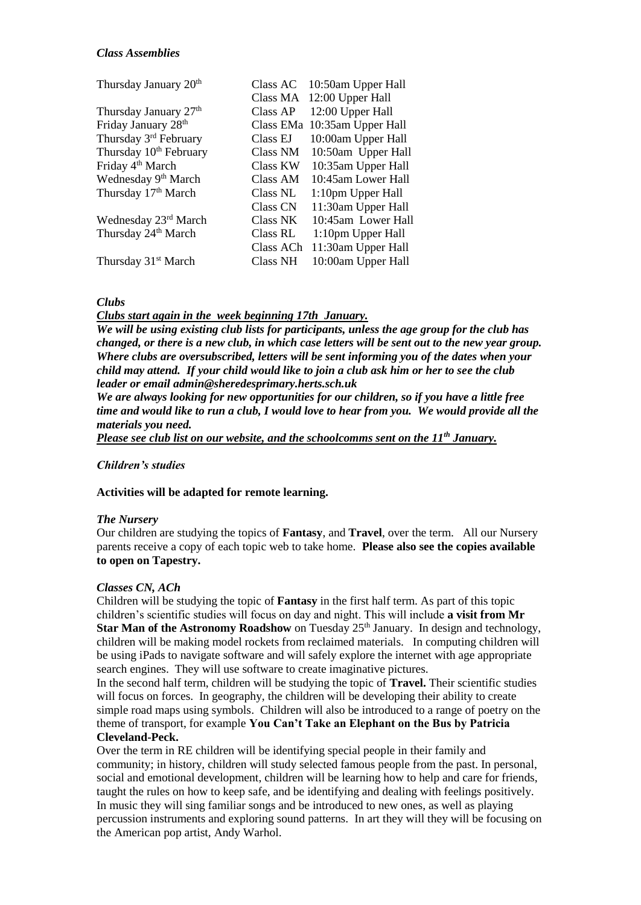*Class Assemblies*

| | | |
|---|---|---|
| Thursday January 20th | Class AC | 10:50am Upper Hall |
| | Class MA | 12:00 Upper Hall |
| Thursday January 27th | Class AP | 12:00 Upper Hall |
| Friday January 28th | Class EMa | 10:35am Upper Hall |
| Thursday 3rd February | Class EJ | 10:00am Upper Hall |
| Thursday 10th February | Class NM | 10:50am Upper Hall |
| Friday 4th March | Class KW | 10:35am Upper Hall |
| Wednesday 9th March | Class AM | 10:45am Lower Hall |
| Thursday 17th March | Class NL | 1:10pm Upper Hall |
| | Class CN | 11:30am Upper Hall |
| Wednesday 23rd March | Class NK | 10:45am Lower Hall |
| Thursday 24th March | Class RL | 1:10pm Upper Hall |
| | Class ACh | 11:30am Upper Hall |
| Thursday 31st March | Class NH | 10:00am Upper Hall |

*Clubs*

***Clubs start again in the week beginning 17th January.***

***We will be using existing club lists for participants, unless the age group for the club has changed, or there is a new club, in which case letters will be sent out to the new year group. Where clubs are oversubscribed, letters will be sent informing you of the dates when your child may attend. If your child would like to join a club ask him or her to see the club leader or email admin@sheredesprimary.herts.sch.uk***

***We are always looking for new opportunities for our children, so if you have a little free time and would like to run a club, I would love to hear from you. We would provide all the materials you need.***

***Please see club list on our website, and the schoolcomms sent on the 11th January.***

*Children's studies*

**Activities will be adapted for remote learning.**

*The Nursery*

Our children are studying the topics of **Fantasy**, and **Travel**, over the term. All our Nursery parents receive a copy of each topic web to take home. **Please also see the copies available to open on Tapestry.**

*Classes CN, ACh*

Children will be studying the topic of **Fantasy** in the first half term. As part of this topic children's scientific studies will focus on day and night. This will include **a visit from Mr Star Man of the Astronomy Roadshow** on Tuesday 25th January. In design and technology, children will be making model rockets from reclaimed materials. In computing children will be using iPads to navigate software and will safely explore the internet with age appropriate search engines. They will use software to create imaginative pictures.

In the second half term, children will be studying the topic of **Travel.** Their scientific studies will focus on forces. In geography, the children will be developing their ability to create simple road maps using symbols. Children will also be introduced to a range of poetry on the theme of transport, for example **You Can't Take an Elephant on the Bus by Patricia Cleveland-Peck.**

Over the term in RE children will be identifying special people in their family and community; in history, children will study selected famous people from the past. In personal, social and emotional development, children will be learning how to help and care for friends, taught the rules on how to keep safe, and be identifying and dealing with feelings positively. In music they will sing familiar songs and be introduced to new ones, as well as playing percussion instruments and exploring sound patterns. In art they will they will be focusing on the American pop artist, Andy Warhol.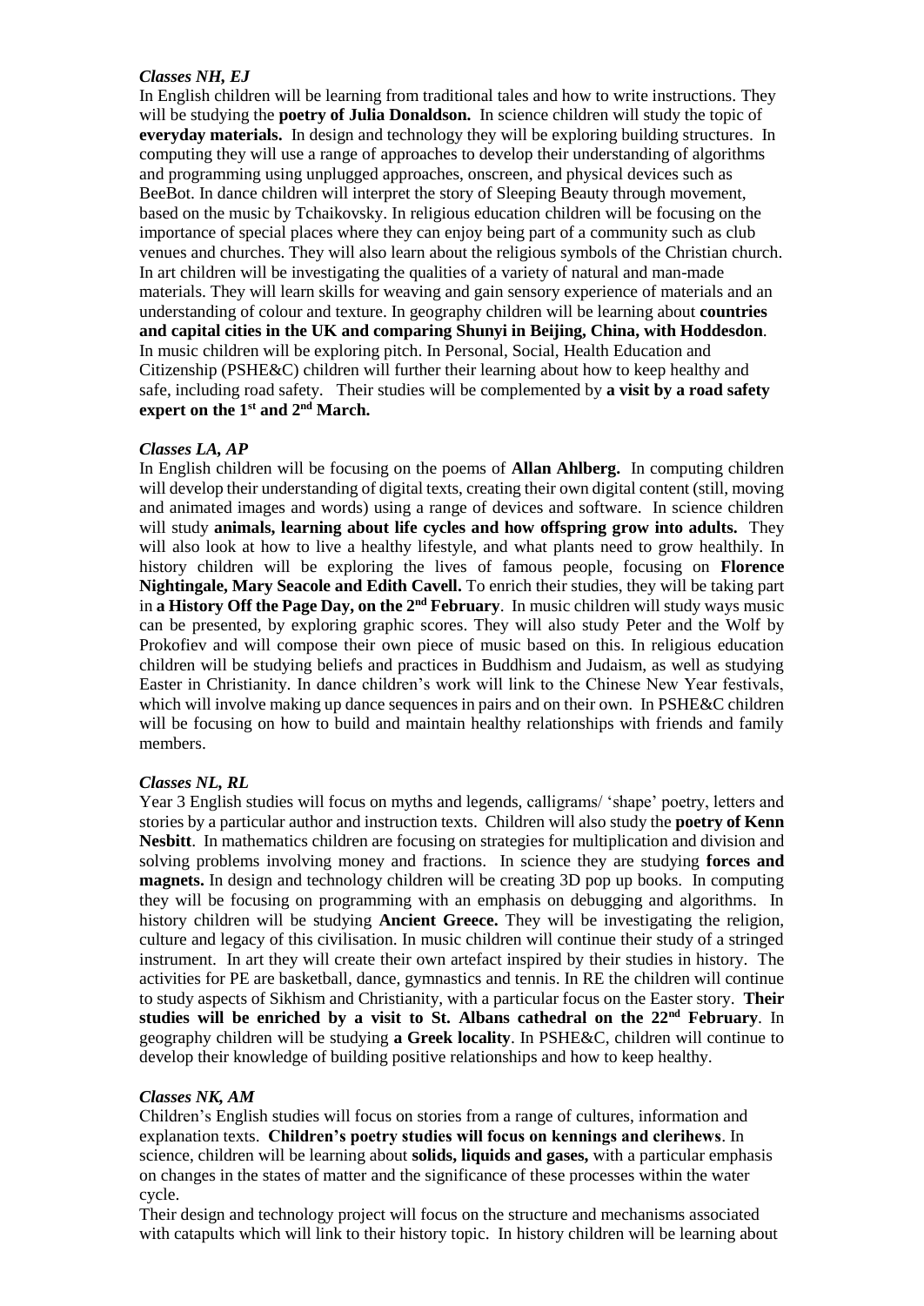*Classes NH, EJ*

In English children will be learning from traditional tales and how to write instructions. They will be studying the **poetry of Julia Donaldson.** In science children will study the topic of **everyday materials.** In design and technology they will be exploring building structures. In computing they will use a range of approaches to develop their understanding of algorithms and programming using unplugged approaches, onscreen, and physical devices such as BeeBot. In dance children will interpret the story of Sleeping Beauty through movement, based on the music by Tchaikovsky. In religious education children will be focusing on the importance of special places where they can enjoy being part of a community such as club venues and churches. They will also learn about the religious symbols of the Christian church. In art children will be investigating the qualities of a variety of natural and man-made materials. They will learn skills for weaving and gain sensory experience of materials and an understanding of colour and texture. In geography children will be learning about **countries and capital cities in the UK and comparing Shunyi in Beijing, China, with Hoddesdon**. In music children will be exploring pitch. In Personal, Social, Health Education and Citizenship (PSHE&C) children will further their learning about how to keep healthy and safe, including road safety. Their studies will be complemented by **a visit by a road safety expert on the 1st and 2nd March.**

*Classes LA, AP*

In English children will be focusing on the poems of **Allan Ahlberg.** In computing children will develop their understanding of digital texts, creating their own digital content (still, moving and animated images and words) using a range of devices and software. In science children will study **animals, learning about life cycles and how offspring grow into adults.** They will also look at how to live a healthy lifestyle, and what plants need to grow healthily. In history children will be exploring the lives of famous people, focusing on **Florence Nightingale, Mary Seacole and Edith Cavell.** To enrich their studies, they will be taking part in **a History Off the Page Day, on the 2nd February**. In music children will study ways music can be presented, by exploring graphic scores. They will also study Peter and the Wolf by Prokofiev and will compose their own piece of music based on this. In religious education children will be studying beliefs and practices in Buddhism and Judaism, as well as studying Easter in Christianity. In dance children's work will link to the Chinese New Year festivals, which will involve making up dance sequences in pairs and on their own. In PSHE&C children will be focusing on how to build and maintain healthy relationships with friends and family members.

*Classes NL, RL*

Year 3 English studies will focus on myths and legends, calligrams/ 'shape' poetry, letters and stories by a particular author and instruction texts. Children will also study the **poetry of Kenn Nesbitt**. In mathematics children are focusing on strategies for multiplication and division and solving problems involving money and fractions. In science they are studying **forces and magnets.** In design and technology children will be creating 3D pop up books. In computing they will be focusing on programming with an emphasis on debugging and algorithms. In history children will be studying **Ancient Greece.** They will be investigating the religion, culture and legacy of this civilisation. In music children will continue their study of a stringed instrument. In art they will create their own artefact inspired by their studies in history. The activities for PE are basketball, dance, gymnastics and tennis. In RE the children will continue to study aspects of Sikhism and Christianity, with a particular focus on the Easter story. **Their studies will be enriched by a visit to St. Albans cathedral on the 22nd February**. In geography children will be studying **a Greek locality**. In PSHE&C, children will continue to develop their knowledge of building positive relationships and how to keep healthy.

*Classes NK, AM*

Children's English studies will focus on stories from a range of cultures, information and explanation texts. **Children's poetry studies will focus on kennings and clerihews**. In science, children will be learning about **solids, liquids and gases,** with a particular emphasis on changes in the states of matter and the significance of these processes within the water cycle.

Their design and technology project will focus on the structure and mechanisms associated with catapults which will link to their history topic. In history children will be learning about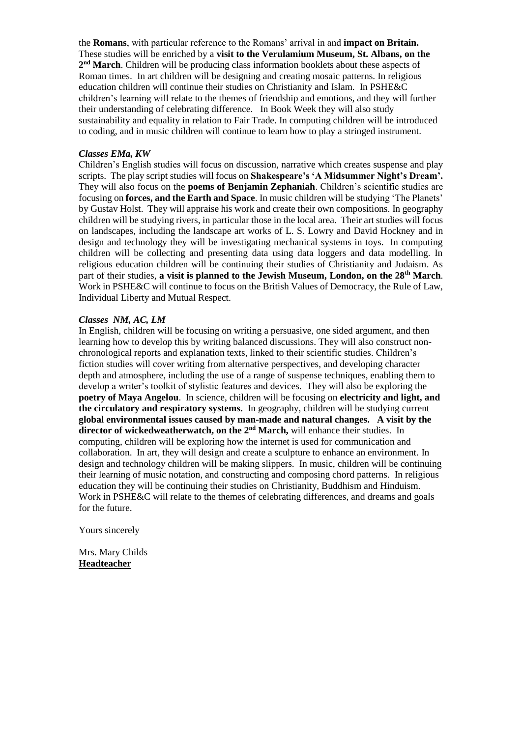the **Romans**, with particular reference to the Romans' arrival in and **impact on Britain.** These studies will be enriched by a **visit to the Verulamium Museum, St. Albans, on the 2nd March**. Children will be producing class information booklets about these aspects of Roman times. In art children will be designing and creating mosaic patterns. In religious education children will continue their studies on Christianity and Islam. In PSHE&C children's learning will relate to the themes of friendship and emotions, and they will further their understanding of celebrating difference. In Book Week they will also study sustainability and equality in relation to Fair Trade. In computing children will be introduced to coding, and in music children will continue to learn how to play a stringed instrument.

***Classes EMa, KW***

Children's English studies will focus on discussion, narrative which creates suspense and play scripts. The play script studies will focus on **Shakespeare's 'A Midsummer Night's Dream'.** They will also focus on the **poems of Benjamin Zephaniah**. Children's scientific studies are focusing on **forces, and the Earth and Space**. In music children will be studying 'The Planets' by Gustav Holst. They will appraise his work and create their own compositions. In geography children will be studying rivers, in particular those in the local area. Their art studies will focus on landscapes, including the landscape art works of L. S. Lowry and David Hockney and in design and technology they will be investigating mechanical systems in toys. In computing children will be collecting and presenting data using data loggers and data modelling. In religious education children will be continuing their studies of Christianity and Judaism. As part of their studies, **a visit is planned to the Jewish Museum, London, on the 28th March**. Work in PSHE&C will continue to focus on the British Values of Democracy, the Rule of Law, Individual Liberty and Mutual Respect.

***Classes NM, AC, LM***

In English, children will be focusing on writing a persuasive, one sided argument, and then learning how to develop this by writing balanced discussions. They will also construct non-chronological reports and explanation texts, linked to their scientific studies. Children's fiction studies will cover writing from alternative perspectives, and developing character depth and atmosphere, including the use of a range of suspense techniques, enabling them to develop a writer's toolkit of stylistic features and devices. They will also be exploring the **poetry of Maya Angelou**. In science, children will be focusing on **electricity and light, and the circulatory and respiratory systems.** In geography, children will be studying current **global environmental issues caused by man-made and natural changes. A visit by the director of wickedweatherwatch, on the 2nd March,** will enhance their studies. In computing, children will be exploring how the internet is used for communication and collaboration. In art, they will design and create a sculpture to enhance an environment. In design and technology children will be making slippers. In music, children will be continuing their learning of music notation, and constructing and composing chord patterns. In religious education they will be continuing their studies on Christianity, Buddhism and Hinduism. Work in PSHE&C will relate to the themes of celebrating differences, and dreams and goals for the future.

Yours sincerely

Mrs. Mary Childs
**Headteacher**